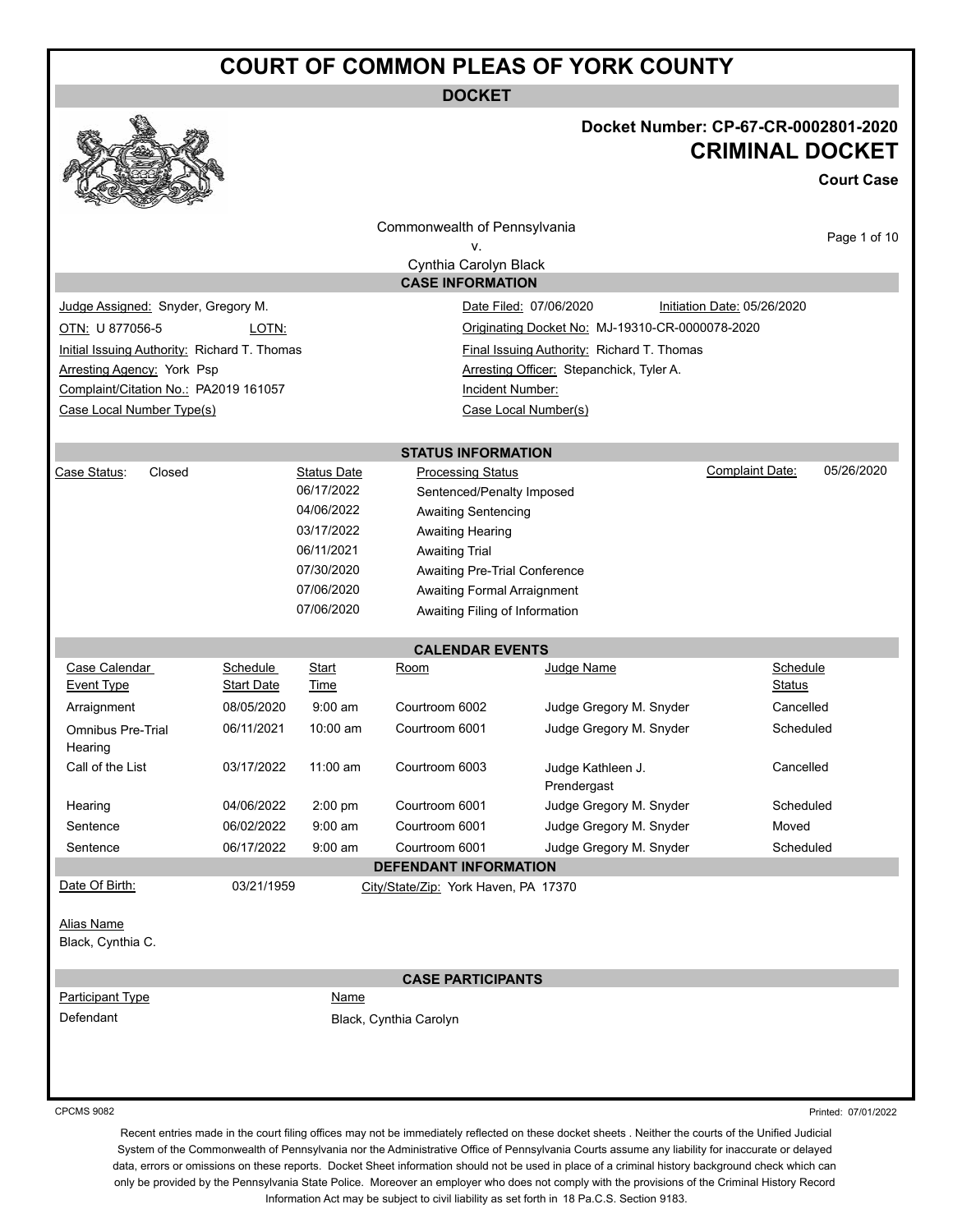# COURT OF COMMON PLEAS OF YORK COUNTY

**DOCKET**

**Docket Number: CP-67-CR-0002801-2020**

## CRIMINAL DOCKET

**Court Case**

Commonwealth of Pennsylvania
v.
Cynthia Carolyn Black

### CASE INFORMATION

| | |
|---|---|
| Judge Assigned: Snyder, Gregory M. | Date Filed: 07/06/2020 — Initiation Date: 05/26/2020 |
| OTN: U 877056-5 — LOTN: | Originating Docket No: MJ-19310-CR-0000078-2020 |
| Initial Issuing Authority: Richard T. Thomas | Final Issuing Authority: Richard T. Thomas |
| Arresting Agency: York Psp | Arresting Officer: Stepanchick, Tyler A. |
| Complaint/Citation No.: PA2019 161057 | Incident Number: |
| Case Local Number Type(s) | Case Local Number(s) |

### STATUS INFORMATION

Case Status: Closed

Complaint Date: 05/26/2020

| Status Date | Processing Status |
|---|---|
| 06/17/2022 | Sentenced/Penalty Imposed |
| 04/06/2022 | Awaiting Sentencing |
| 03/17/2022 | Awaiting Hearing |
| 06/11/2021 | Awaiting Trial |
| 07/30/2020 | Awaiting Pre-Trial Conference |
| 07/06/2020 | Awaiting Formal Arraignment |
| 07/06/2020 | Awaiting Filing of Information |

### CALENDAR EVENTS

| Case Calendar Event Type | Schedule Start Date | Start Time | Room | Judge Name | Schedule Status |
|---|---|---|---|---|---|
| Arraignment | 08/05/2020 | 9:00 am | Courtroom 6002 | Judge Gregory M. Snyder | Cancelled |
| Omnibus Pre-Trial Hearing | 06/11/2021 | 10:00 am | Courtroom 6001 | Judge Gregory M. Snyder | Scheduled |
| Call of the List | 03/17/2022 | 11:00 am | Courtroom 6003 | Judge Kathleen J. Prendergast | Cancelled |
| Hearing | 04/06/2022 | 2:00 pm | Courtroom 6001 | Judge Gregory M. Snyder | Scheduled |
| Sentence | 06/02/2022 | 9:00 am | Courtroom 6001 | Judge Gregory M. Snyder | Moved |
| Sentence | 06/17/2022 | 9:00 am | Courtroom 6001 | Judge Gregory M. Snyder | Scheduled |

### DEFENDANT INFORMATION

Date Of Birth: 03/21/1959 — City/State/Zip: York Haven, PA 17370

Alias Name
Black, Cynthia C.

### CASE PARTICIPANTS

| Participant Type | Name |
|---|---|
| Defendant | Black, Cynthia Carolyn |

CPCMS 9082

Printed: 07/01/2022

Recent entries made in the court filing offices may not be immediately reflected on these docket sheets . Neither the courts of the Unified Judicial System of the Commonwealth of Pennsylvania nor the Administrative Office of Pennsylvania Courts assume any liability for inaccurate or delayed data, errors or omissions on these reports. Docket Sheet information should not be used in place of a criminal history background check which can only be provided by the Pennsylvania State Police. Moreover an employer who does not comply with the provisions of the Criminal History Record Information Act may be subject to civil liability as set forth in 18 Pa.C.S. Section 9183.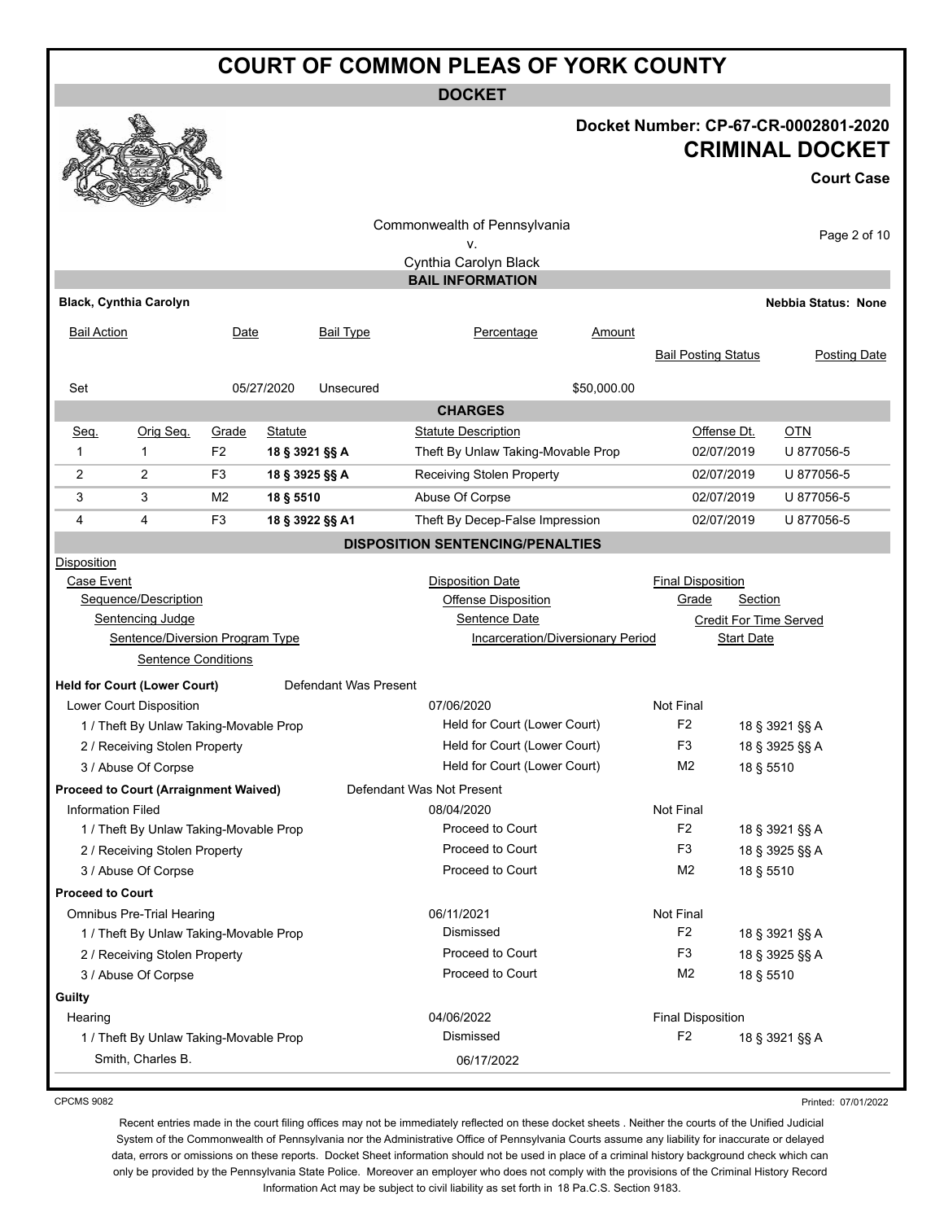# COURT OF COMMON PLEAS OF YORK COUNTY

**DOCKET**

**Docket Number: CP-67-CR-0002801-2020**

**CRIMINAL DOCKET**

**Court Case**

Commonwealth of Pennsylvania
v.
Cynthia Carolyn Black

## BAIL INFORMATION

**Black, Cynthia Carolyn** — **Nebbia Status: None**

| Bail Action | Date | Bail Type | Percentage | Amount | Bail Posting Status | Posting Date |
|---|---|---|---|---|---|---|
| Set | 05/27/2020 | Unsecured | | $50,000.00 | | |

## CHARGES

| Seq. | Orig Seq. | Grade | Statute | Statute Description | Offense Dt. | OTN |
|---|---|---|---|---|---|---|
| 1 | 1 | F2 | **18 § 3921 §§ A** | Theft By Unlaw Taking-Movable Prop | 02/07/2019 | U 877056-5 |
| 2 | 2 | F3 | **18 § 3925 §§ A** | Receiving Stolen Property | 02/07/2019 | U 877056-5 |
| 3 | 3 | M2 | **18 § 5510** | Abuse Of Corpse | 02/07/2019 | U 877056-5 |
| 4 | 4 | F3 | **18 § 3922 §§ A1** | Theft By Decep-False Impression | 02/07/2019 | U 877056-5 |

## DISPOSITION SENTENCING/PENALTIES

Disposition
- Case Event
  - Sequence/Description
    - Sentencing Judge
      - Sentence/Diversion Program Type
        - Sentence Conditions

Disposition Date / Offense Disposition / Sentence Date / Incarceration/Diversionary Period

Final Disposition / Grade / Section / Credit For Time Served / Start Date

| Case Event / Sequence/Description | Disposition Date / Offense Disposition | Final Disposition / Grade | Section |
|---|---|---|---|
| **Held for Court (Lower Court)** — Defendant Was Present | | | |
| Lower Court Disposition | 07/06/2020 | Not Final | |
| 1 / Theft By Unlaw Taking-Movable Prop | Held for Court (Lower Court) | F2 | 18 § 3921 §§ A |
| 2 / Receiving Stolen Property | Held for Court (Lower Court) | F3 | 18 § 3925 §§ A |
| 3 / Abuse Of Corpse | Held for Court (Lower Court) | M2 | 18 § 5510 |
| **Proceed to Court (Arraignment Waived)** — Defendant Was Not Present | | | |
| Information Filed | 08/04/2020 | Not Final | |
| 1 / Theft By Unlaw Taking-Movable Prop | Proceed to Court | F2 | 18 § 3921 §§ A |
| 2 / Receiving Stolen Property | Proceed to Court | F3 | 18 § 3925 §§ A |
| 3 / Abuse Of Corpse | Proceed to Court | M2 | 18 § 5510 |
| **Proceed to Court** | | | |
| Omnibus Pre-Trial Hearing | 06/11/2021 | Not Final | |
| 1 / Theft By Unlaw Taking-Movable Prop | Dismissed | F2 | 18 § 3921 §§ A |
| 2 / Receiving Stolen Property | Proceed to Court | F3 | 18 § 3925 §§ A |
| 3 / Abuse Of Corpse | Proceed to Court | M2 | 18 § 5510 |
| **Guilty** | | | |
| Hearing | 04/06/2022 | Final Disposition | |
| 1 / Theft By Unlaw Taking-Movable Prop | Dismissed | F2 | 18 § 3921 §§ A |
| Smith, Charles B. | 06/17/2022 | | |

CPCMS 9082 — Printed: 07/01/2022

Recent entries made in the court filing offices may not be immediately reflected on these docket sheets . Neither the courts of the Unified Judicial System of the Commonwealth of Pennsylvania nor the Administrative Office of Pennsylvania Courts assume any liability for inaccurate or delayed data, errors or omissions on these reports. Docket Sheet information should not be used in place of a criminal history background check which can only be provided by the Pennsylvania State Police. Moreover an employer who does not comply with the provisions of the Criminal History Record Information Act may be subject to civil liability as set forth in 18 Pa.C.S. Section 9183.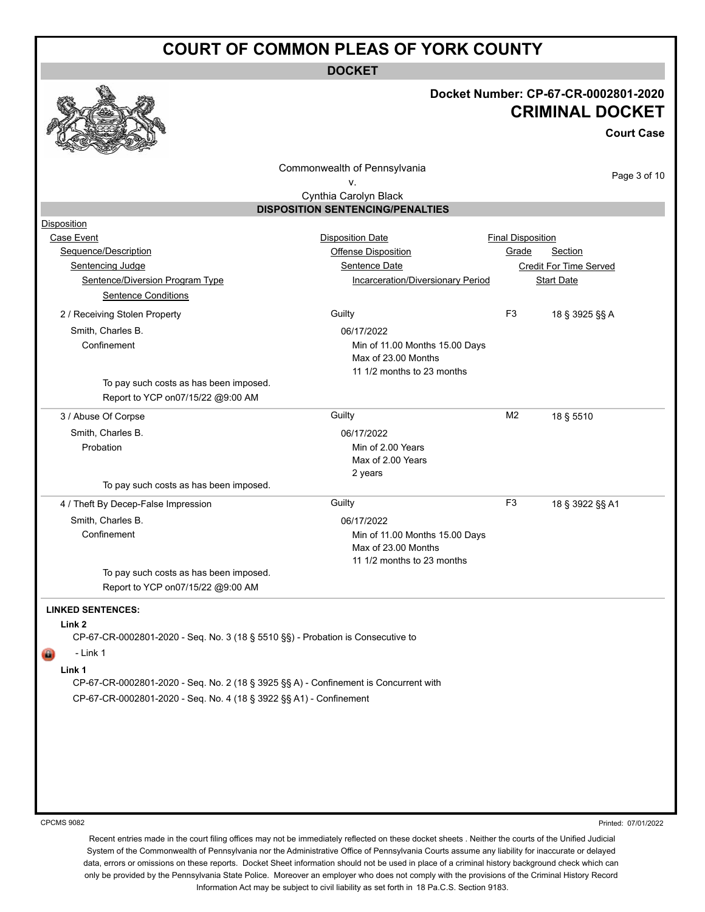# COURT OF COMMON PLEAS OF YORK COUNTY

## DOCKET

**Docket Number: CP-67-CR-0002801-2020**

**CRIMINAL DOCKET**

**Court Case**

Commonwealth of Pennsylvania
v.
Cynthia Carolyn Black

### DISPOSITION SENTENCING/PENALTIES

Disposition
- Case Event — Disposition Date — Final Disposition
- Sequence/Description — Offense Disposition — Grade — Section
- Sentencing Judge — Sentence Date — Credit For Time Served
- Sentence/Diversion Program Type — Incarceration/Diversionary Period — Start Date
- Sentence Conditions

| Sequence/Description | Offense Disposition | Grade | Section |
|---|---|---|---|
| 2 / Receiving Stolen Property | Guilty | F3 | 18 § 3925 §§ A |
| Smith, Charles B. | 06/17/2022 | | |
| Confinement | Min of 11.00 Months 15.00 Days<br>Max of 23.00 Months<br>11 1/2 months to 23 months | | |
| To pay such costs as has been imposed.<br>Report to YCP on07/15/22 @9:00 AM | | | |
| 3 / Abuse Of Corpse | Guilty | M2 | 18 § 5510 |
| Smith, Charles B. | 06/17/2022 | | |
| Probation | Min of 2.00 Years<br>Max of 2.00 Years<br>2 years | | |
| To pay such costs as has been imposed. | | | |
| 4 / Theft By Decep-False Impression | Guilty | F3 | 18 § 3922 §§ A1 |
| Smith, Charles B. | 06/17/2022 | | |
| Confinement | Min of 11.00 Months 15.00 Days<br>Max of 23.00 Months<br>11 1/2 months to 23 months | | |
| To pay such costs as has been imposed.<br>Report to YCP on07/15/22 @9:00 AM | | | |

**LINKED SENTENCES:**

**Link 2**

CP-67-CR-0002801-2020 - Seq. No. 3 (18 § 5510 §§) - Probation is Consecutive to

- Link 1

**Link 1**

CP-67-CR-0002801-2020 - Seq. No. 2 (18 § 3925 §§ A) - Confinement is Concurrent with

CP-67-CR-0002801-2020 - Seq. No. 4 (18 § 3922 §§ A1) - Confinement

CPCMS 9082 — Printed: 07/01/2022

Recent entries made in the court filing offices may not be immediately reflected on these docket sheets . Neither the courts of the Unified Judicial System of the Commonwealth of Pennsylvania nor the Administrative Office of Pennsylvania Courts assume any liability for inaccurate or delayed data, errors or omissions on these reports. Docket Sheet information should not be used in place of a criminal history background check which can only be provided by the Pennsylvania State Police. Moreover an employer who does not comply with the provisions of the Criminal History Record Information Act may be subject to civil liability as set forth in 18 Pa.C.S. Section 9183.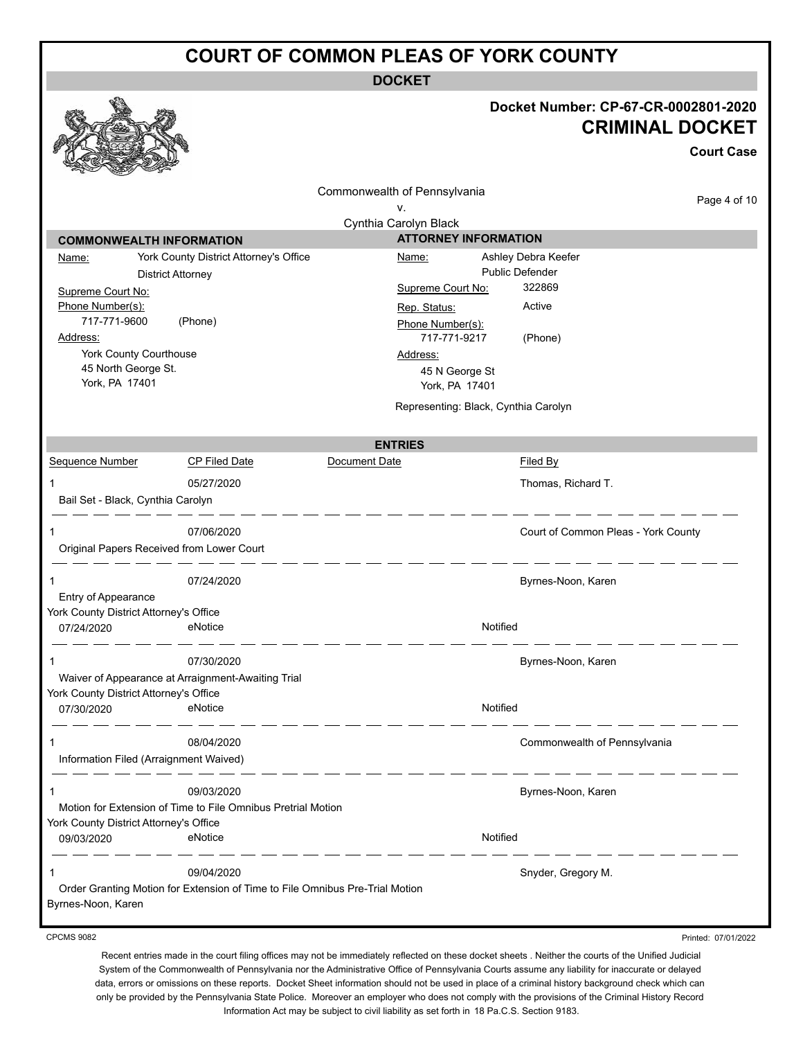# COURT OF COMMON PLEAS OF YORK COUNTY

## DOCKET

**Docket Number: CP-67-CR-0002801-2020**

**CRIMINAL DOCKET**

**Court Case**

Commonwealth of Pennsylvania
v.
Cynthia Carolyn Black

### COMMONWEALTH INFORMATION

Name: York County District Attorney's Office
District Attorney

Supreme Court No:

Phone Number(s):
717-771-9600 (Phone)

Address:
York County Courthouse
45 North George St.
York, PA 17401

### ATTORNEY INFORMATION

Name: Ashley Debra Keefer
Public Defender

Supreme Court No: 322869

Rep. Status: Active

Phone Number(s):
717-771-9217 (Phone)

Address:
45 N George St
York, PA 17401

Representing: Black, Cynthia Carolyn

### ENTRIES

| Sequence Number | CP Filed Date | Document Date | Filed By |
|---|---|---|---|
| 1 | 05/27/2020 | | Thomas, Richard T. |
| Bail Set - Black, Cynthia Carolyn | | | |
| 1 | 07/06/2020 | | Court of Common Pleas - York County |
| Original Papers Received from Lower Court | | | |
| 1 | 07/24/2020 | | Byrnes-Noon, Karen |
| Entry of Appearance | | | |
| York County District Attorney's Office | | | |
| 07/24/2020 | eNotice | | Notified |
| 1 | 07/30/2020 | | Byrnes-Noon, Karen |
| Waiver of Appearance at Arraignment-Awaiting Trial | | | |
| York County District Attorney's Office | | | |
| 07/30/2020 | eNotice | | Notified |
| 1 | 08/04/2020 | | Commonwealth of Pennsylvania |
| Information Filed (Arraignment Waived) | | | |
| 1 | 09/03/2020 | | Byrnes-Noon, Karen |
| Motion for Extension of Time to File Omnibus Pretrial Motion | | | |
| York County District Attorney's Office | | | |
| 09/03/2020 | eNotice | | Notified |
| 1 | 09/04/2020 | | Snyder, Gregory M. |
| Order Granting Motion for Extension of Time to File Omnibus Pre-Trial Motion | | | |
| Byrnes-Noon, Karen | | | |

CPCMS 9082

Printed: 07/01/2022

Recent entries made in the court filing offices may not be immediately reflected on these docket sheets . Neither the courts of the Unified Judicial System of the Commonwealth of Pennsylvania nor the Administrative Office of Pennsylvania Courts assume any liability for inaccurate or delayed data, errors or omissions on these reports. Docket Sheet information should not be used in place of a criminal history background check which can only be provided by the Pennsylvania State Police. Moreover an employer who does not comply with the provisions of the Criminal History Record Information Act may be subject to civil liability as set forth in 18 Pa.C.S. Section 9183.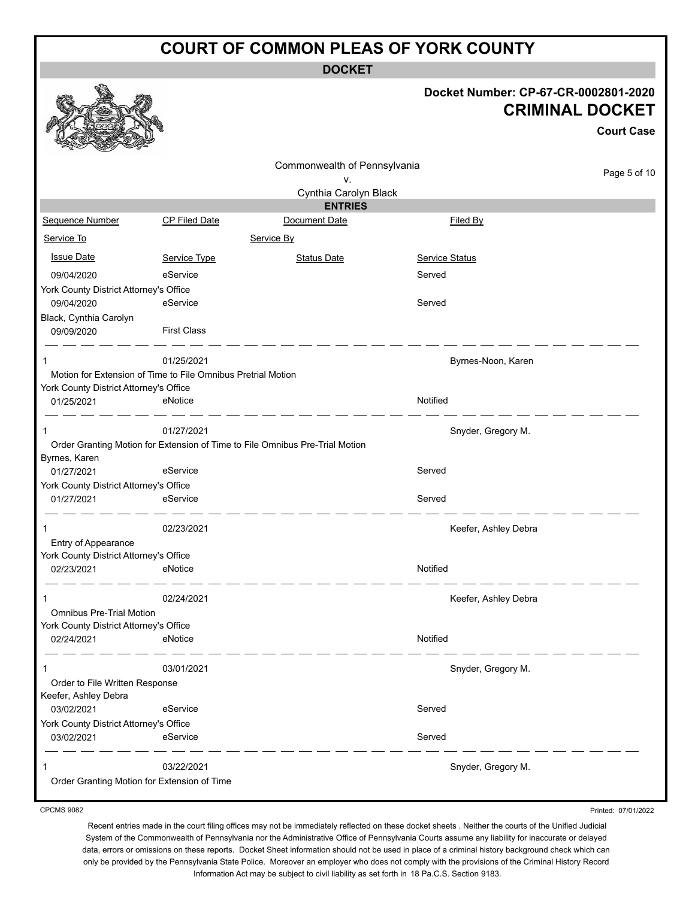# COURT OF COMMON PLEAS OF YORK COUNTY

**DOCKET**

**Docket Number: CP-67-CR-0002801-2020**

**CRIMINAL DOCKET**

**Court Case**

Commonwealth of Pennsylvania
v.
Cynthia Carolyn Black

**ENTRIES**

| Sequence Number | CP Filed Date | Document Date | Filed By |
|---|---|---|---|
| Service To | | Service By | |
| Issue Date | Service Type | Status Date | Service Status |
| 09/04/2020 | eService | | Served |
| York County District Attorney's Office | | | |
| 09/04/2020 | eService | | Served |
| Black, Cynthia Carolyn | | | |
| 09/09/2020 | First Class | | |
| 1 | 01/25/2021 | | Byrnes-Noon, Karen |
| Motion for Extension of Time to File Omnibus Pretrial Motion | | | |
| York County District Attorney's Office | | | |
| 01/25/2021 | eNotice | | Notified |
| 1 | 01/27/2021 | | Snyder, Gregory M. |
| Order Granting Motion for Extension of Time to File Omnibus Pre-Trial Motion | | | |
| Byrnes, Karen | | | |
| 01/27/2021 | eService | | Served |
| York County District Attorney's Office | | | |
| 01/27/2021 | eService | | Served |
| 1 | 02/23/2021 | | Keefer, Ashley Debra |
| Entry of Appearance | | | |
| York County District Attorney's Office | | | |
| 02/23/2021 | eNotice | | Notified |
| 1 | 02/24/2021 | | Keefer, Ashley Debra |
| Omnibus Pre-Trial Motion | | | |
| York County District Attorney's Office | | | |
| 02/24/2021 | eNotice | | Notified |
| 1 | 03/01/2021 | | Snyder, Gregory M. |
| Order to File Written Response | | | |
| Keefer, Ashley Debra | | | |
| 03/02/2021 | eService | | Served |
| York County District Attorney's Office | | | |
| 03/02/2021 | eService | | Served |
| 1 | 03/22/2021 | | Snyder, Gregory M. |
| Order Granting Motion for Extension of Time | | | |

CPCMS 9082

Printed: 07/01/2022

Recent entries made in the court filing offices may not be immediately reflected on these docket sheets . Neither the courts of the Unified Judicial System of the Commonwealth of Pennsylvania nor the Administrative Office of Pennsylvania Courts assume any liability for inaccurate or delayed data, errors or omissions on these reports. Docket Sheet information should not be used in place of a criminal history background check which can only be provided by the Pennsylvania State Police. Moreover an employer who does not comply with the provisions of the Criminal History Record Information Act may be subject to civil liability as set forth in 18 Pa.C.S. Section 9183.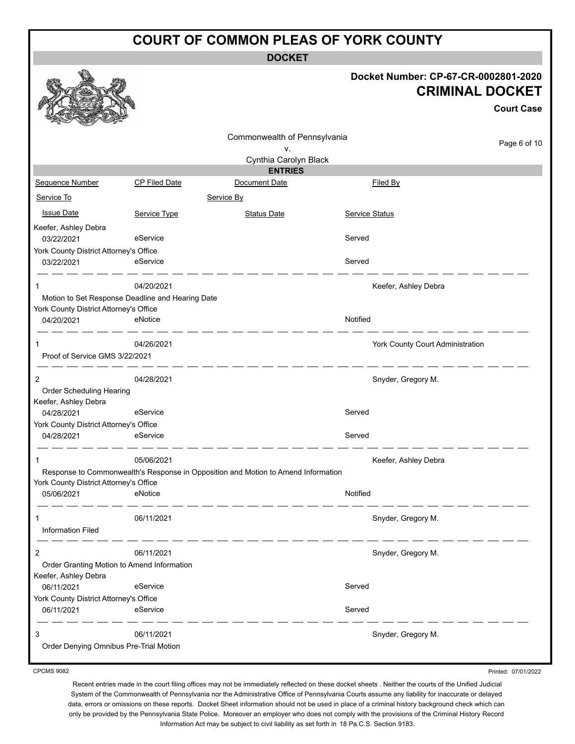# COURT OF COMMON PLEAS OF YORK COUNTY

## DOCKET

**Docket Number: CP-67-CR-0002801-2020**

## CRIMINAL DOCKET

**Court Case**

Commonwealth of Pennsylvania
v.
Cynthia Carolyn Black

### ENTRIES

| Sequence Number | CP Filed Date | Document Date | Filed By |
|---|---|---|---|
| Service To | | Service By | |
| Issue Date | Service Type | Status Date | Service Status |
| Keefer, Ashley Debra | | | |
| 03/22/2021 | eService | | Served |
| York County District Attorney's Office | | | |
| 03/22/2021 | eService | | Served |
| 1 | 04/20/2021 | | Keefer, Ashley Debra |
| Motion to Set Response Deadline and Hearing Date | | | |
| York County District Attorney's Office | | | |
| 04/20/2021 | eNotice | | Notified |
| 1 | 04/26/2021 | | York County Court Administration |
| Proof of Service GMS 3/22/2021 | | | |
| 2 | 04/28/2021 | | Snyder, Gregory M. |
| Order Scheduling Hearing | | | |
| Keefer, Ashley Debra | | | |
| 04/28/2021 | eService | | Served |
| York County District Attorney's Office | | | |
| 04/28/2021 | eService | | Served |
| 1 | 05/06/2021 | | Keefer, Ashley Debra |
| Response to Commonwealth's Response in Opposition and Motion to Amend Information | | | |
| York County District Attorney's Office | | | |
| 05/06/2021 | eNotice | | Notified |
| 1 | 06/11/2021 | | Snyder, Gregory M. |
| Information Filed | | | |
| 2 | 06/11/2021 | | Snyder, Gregory M. |
| Order Granting Motion to Amend Information | | | |
| Keefer, Ashley Debra | | | |
| 06/11/2021 | eService | | Served |
| York County District Attorney's Office | | | |
| 06/11/2021 | eService | | Served |
| 3 | 06/11/2021 | | Snyder, Gregory M. |
| Order Denying Omnibus Pre-Trial Motion | | | |

CPCMS 9082

Printed: 07/01/2022

Recent entries made in the court filing offices may not be immediately reflected on these docket sheets . Neither the courts of the Unified Judicial System of the Commonwealth of Pennsylvania nor the Administrative Office of Pennsylvania Courts assume any liability for inaccurate or delayed data, errors or omissions on these reports. Docket Sheet information should not be used in place of a criminal history background check which can only be provided by the Pennsylvania State Police. Moreover an employer who does not comply with the provisions of the Criminal History Record Information Act may be subject to civil liability as set forth in 18 Pa.C.S. Section 9183.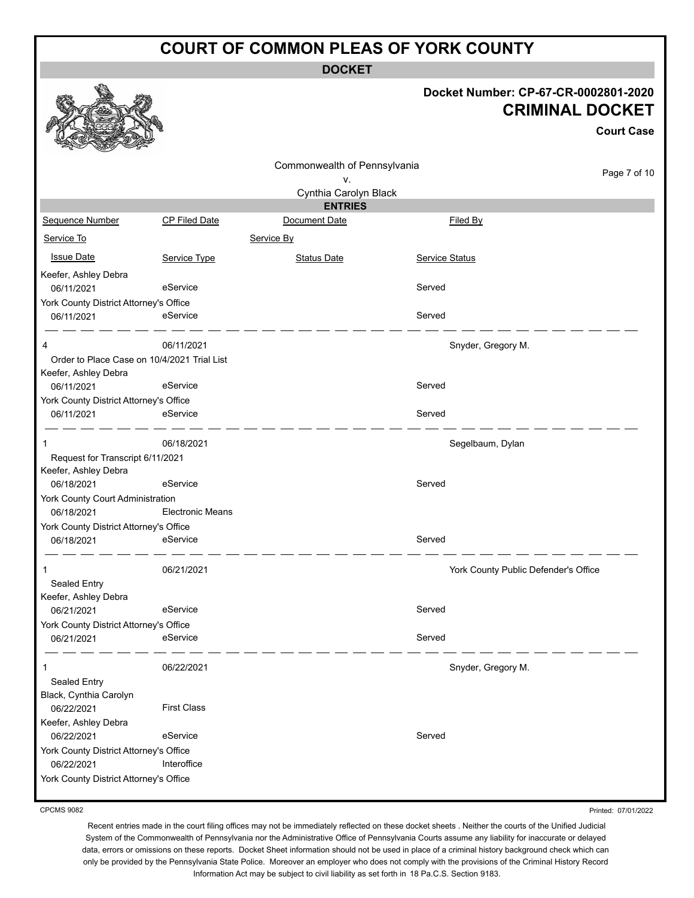# COURT OF COMMON PLEAS OF YORK COUNTY

**DOCKET**

**Docket Number: CP-67-CR-0002801-2020**

## CRIMINAL DOCKET

**Court Case**

Commonwealth of Pennsylvania
v.
Cynthia Carolyn Black

**ENTRIES**

| Sequence Number | CP Filed Date | Document Date | Filed By |
|---|---|---|---|
| Service To | | Service By | |
| Issue Date | Service Type | Status Date | Service Status |

| | | | |
|---|---|---|---|
| Keefer, Ashley Debra | | | |
| 06/11/2021 | eService | | Served |
| York County District Attorney's Office | | | |
| 06/11/2021 | eService | | Served |
| **4** | 06/11/2021 | | Snyder, Gregory M. |
| Order to Place Case on 10/4/2021 Trial List | | | |
| Keefer, Ashley Debra | | | |
| 06/11/2021 | eService | | Served |
| York County District Attorney's Office | | | |
| 06/11/2021 | eService | | Served |
| **1** | 06/18/2021 | | Segelbaum, Dylan |
| Request for Transcript 6/11/2021 | | | |
| Keefer, Ashley Debra | | | |
| 06/18/2021 | eService | | Served |
| York County Court Administration | | | |
| 06/18/2021 | Electronic Means | | |
| York County District Attorney's Office | | | |
| 06/18/2021 | eService | | Served |
| **1** | 06/21/2021 | | York County Public Defender's Office |
| Sealed Entry | | | |
| Keefer, Ashley Debra | | | |
| 06/21/2021 | eService | | Served |
| York County District Attorney's Office | | | |
| 06/21/2021 | eService | | Served |
| **1** | 06/22/2021 | | Snyder, Gregory M. |
| Sealed Entry | | | |
| Black, Cynthia Carolyn | | | |
| 06/22/2021 | First Class | | |
| Keefer, Ashley Debra | | | |
| 06/22/2021 | eService | | Served |
| York County District Attorney's Office | | | |
| 06/22/2021 | Interoffice | | |
| York County District Attorney's Office | | | |

CPCMS 9082

Printed: 07/01/2022

Recent entries made in the court filing offices may not be immediately reflected on these docket sheets . Neither the courts of the Unified Judicial System of the Commonwealth of Pennsylvania nor the Administrative Office of Pennsylvania Courts assume any liability for inaccurate or delayed data, errors or omissions on these reports. Docket Sheet information should not be used in place of a criminal history background check which can only be provided by the Pennsylvania State Police. Moreover an employer who does not comply with the provisions of the Criminal History Record Information Act may be subject to civil liability as set forth in 18 Pa.C.S. Section 9183.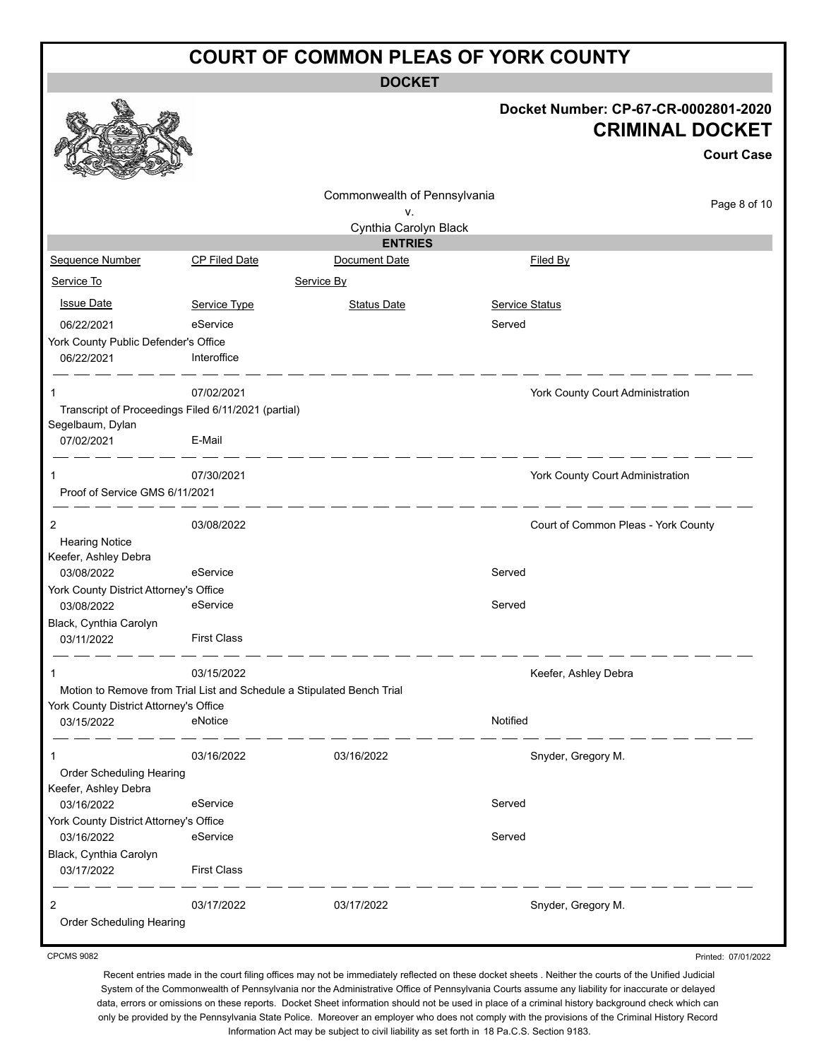# COURT OF COMMON PLEAS OF YORK COUNTY

**DOCKET**

**Docket Number: CP-67-CR-0002801-2020**

**CRIMINAL DOCKET**

**Court Case**

Commonwealth of Pennsylvania
v.
Cynthia Carolyn Black

**ENTRIES**

| Sequence Number | CP Filed Date | Document Date | Filed By |
|---|---|---|---|
| Service To | | Service By | |
| Issue Date | Service Type | Status Date | Service Status |
| 06/22/2021 | eService | | Served |
| York County Public Defender's Office | | | |
| 06/22/2021 | Interoffice | | |
| 1 | 07/02/2021 | | York County Court Administration |
| Transcript of Proceedings Filed 6/11/2021 (partial) | | | |
| Segelbaum, Dylan | | | |
| 07/02/2021 | E-Mail | | |
| 1 | 07/30/2021 | | York County Court Administration |
| Proof of Service GMS 6/11/2021 | | | |
| 2 | 03/08/2022 | | Court of Common Pleas - York County |
| Hearing Notice | | | |
| Keefer, Ashley Debra | | | |
| 03/08/2022 | eService | | Served |
| York County District Attorney's Office | | | |
| 03/08/2022 | eService | | Served |
| Black, Cynthia Carolyn | | | |
| 03/11/2022 | First Class | | |
| 1 | 03/15/2022 | | Keefer, Ashley Debra |
| Motion to Remove from Trial List and Schedule a Stipulated Bench Trial | | | |
| York County District Attorney's Office | | | |
| 03/15/2022 | eNotice | | Notified |
| 1 | 03/16/2022 | 03/16/2022 | Snyder, Gregory M. |
| Order Scheduling Hearing | | | |
| Keefer, Ashley Debra | | | |
| 03/16/2022 | eService | | Served |
| York County District Attorney's Office | | | |
| 03/16/2022 | eService | | Served |
| Black, Cynthia Carolyn | | | |
| 03/17/2022 | First Class | | |
| 2 | 03/17/2022 | 03/17/2022 | Snyder, Gregory M. |
| Order Scheduling Hearing | | | |

CPCMS 9082

Printed: 07/01/2022

Recent entries made in the court filing offices may not be immediately reflected on these docket sheets . Neither the courts of the Unified Judicial System of the Commonwealth of Pennsylvania nor the Administrative Office of Pennsylvania Courts assume any liability for inaccurate or delayed data, errors or omissions on these reports. Docket Sheet information should not be used in place of a criminal history background check which can only be provided by the Pennsylvania State Police. Moreover an employer who does not comply with the provisions of the Criminal History Record Information Act may be subject to civil liability as set forth in 18 Pa.C.S. Section 9183.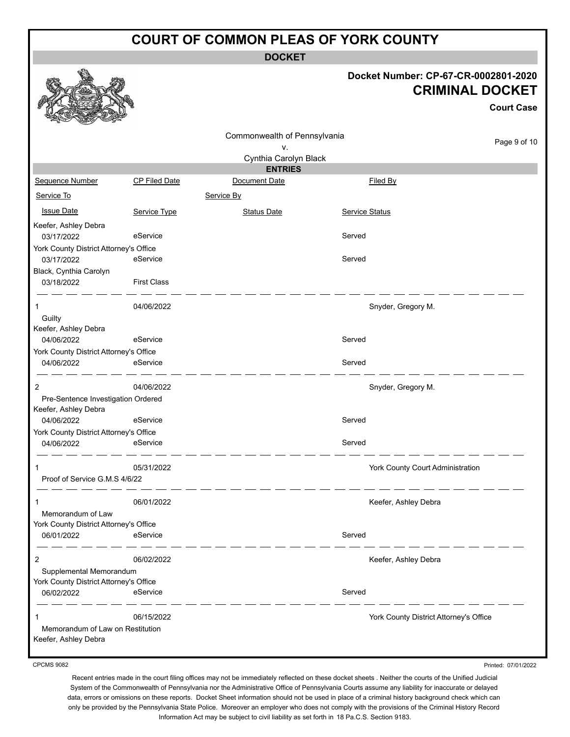# COURT OF COMMON PLEAS OF YORK COUNTY

**DOCKET**

**Docket Number: CP-67-CR-0002801-2020**

## CRIMINAL DOCKET

**Court Case**

Commonwealth of Pennsylvania
v.
Cynthia Carolyn Black

**ENTRIES**

| Sequence Number | CP Filed Date | Document Date | Filed By |
|---|---|---|---|
| Service To | | Service By | |
| Issue Date | Service Type | Status Date | Service Status |
| Keefer, Ashley Debra | | | |
| 03/17/2022 | eService | | Served |
| York County District Attorney's Office | | | |
| 03/17/2022 | eService | | Served |
| Black, Cynthia Carolyn | | | |
| 03/18/2022 | First Class | | |
| 1 | 04/06/2022 | | Snyder, Gregory M. |
| Guilty | | | |
| Keefer, Ashley Debra | | | |
| 04/06/2022 | eService | | Served |
| York County District Attorney's Office | | | |
| 04/06/2022 | eService | | Served |
| 2 | 04/06/2022 | | Snyder, Gregory M. |
| Pre-Sentence Investigation Ordered | | | |
| Keefer, Ashley Debra | | | |
| 04/06/2022 | eService | | Served |
| York County District Attorney's Office | | | |
| 04/06/2022 | eService | | Served |
| 1 | 05/31/2022 | | York County Court Administration |
| Proof of Service G.M.S 4/6/22 | | | |
| 1 | 06/01/2022 | | Keefer, Ashley Debra |
| Memorandum of Law | | | |
| York County District Attorney's Office | | | |
| 06/01/2022 | eService | | Served |
| 2 | 06/02/2022 | | Keefer, Ashley Debra |
| Supplemental Memorandum | | | |
| York County District Attorney's Office | | | |
| 06/02/2022 | eService | | Served |
| 1 | 06/15/2022 | | York County District Attorney's Office |
| Memorandum of Law on Restitution | | | |
| Keefer, Ashley Debra | | | |

CPCMS 9082

Printed: 07/01/2022

Recent entries made in the court filing offices may not be immediately reflected on these docket sheets . Neither the courts of the Unified Judicial System of the Commonwealth of Pennsylvania nor the Administrative Office of Pennsylvania Courts assume any liability for inaccurate or delayed data, errors or omissions on these reports. Docket Sheet information should not be used in place of a criminal history background check which can only be provided by the Pennsylvania State Police. Moreover an employer who does not comply with the provisions of the Criminal History Record Information Act may be subject to civil liability as set forth in 18 Pa.C.S. Section 9183.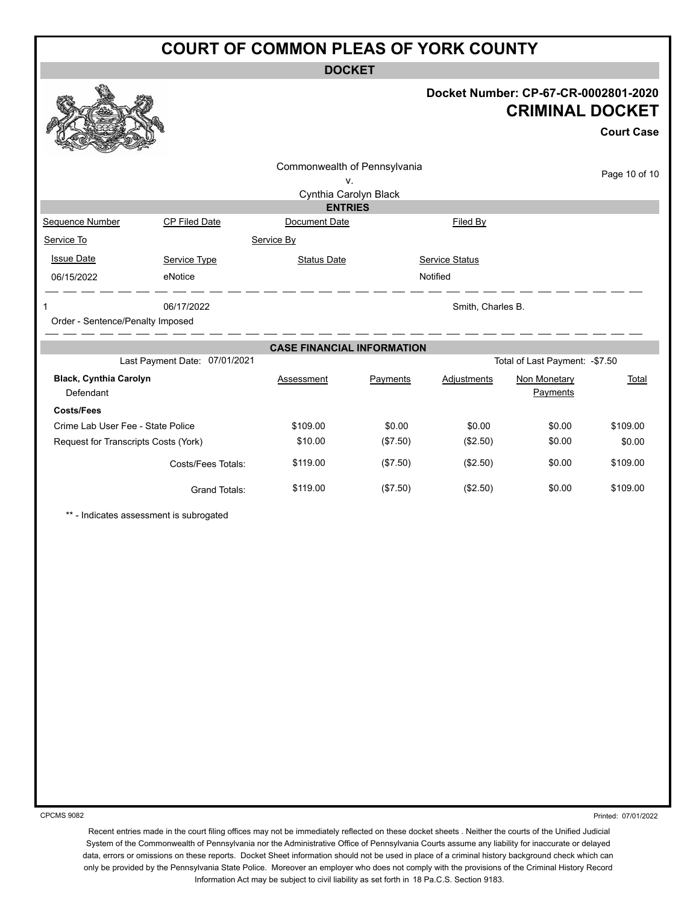# COURT OF COMMON PLEAS OF YORK COUNTY

**DOCKET**

**Docket Number: CP-67-CR-0002801-2020**

## CRIMINAL DOCKET

**Court Case**

Commonwealth of Pennsylvania
v.
Cynthia Carolyn Black

### ENTRIES

| Sequence Number | CP Filed Date | Document Date | Filed By |
|---|---|---|---|
| Service To | | Service By | |
| Issue Date | Service Type | Status Date | Service Status |
| 06/15/2022 | eNotice | | Notified |
| 1 | 06/17/2022 | | Smith, Charles B. |
| Order - Sentence/Penalty Imposed | | | |

### CASE FINANCIAL INFORMATION

Last Payment Date: 07/01/2021 | Total of Last Payment: -$7.50

| Black, Cynthia Carolyn<br>Defendant | Assessment | Payments | Adjustments | Non Monetary Payments | Total |
|---|---|---|---|---|---|
| **Costs/Fees** | | | | | |
| Crime Lab User Fee - State Police | $109.00 | $0.00 | $0.00 | $0.00 | $109.00 |
| Request for Transcripts Costs (York) | $10.00 | ($7.50) | ($2.50) | $0.00 | $0.00 |
| Costs/Fees Totals: | $119.00 | ($7.50) | ($2.50) | $0.00 | $109.00 |
| Grand Totals: | $119.00 | ($7.50) | ($2.50) | $0.00 | $109.00 |

** - Indicates assessment is subrogated

CPCMS 9082

Printed: 07/01/2022

Recent entries made in the court filing offices may not be immediately reflected on these docket sheets . Neither the courts of the Unified Judicial System of the Commonwealth of Pennsylvania nor the Administrative Office of Pennsylvania Courts assume any liability for inaccurate or delayed data, errors or omissions on these reports. Docket Sheet information should not be used in place of a criminal history background check which can only be provided by the Pennsylvania State Police. Moreover an employer who does not comply with the provisions of the Criminal History Record Information Act may be subject to civil liability as set forth in 18 Pa.C.S. Section 9183.